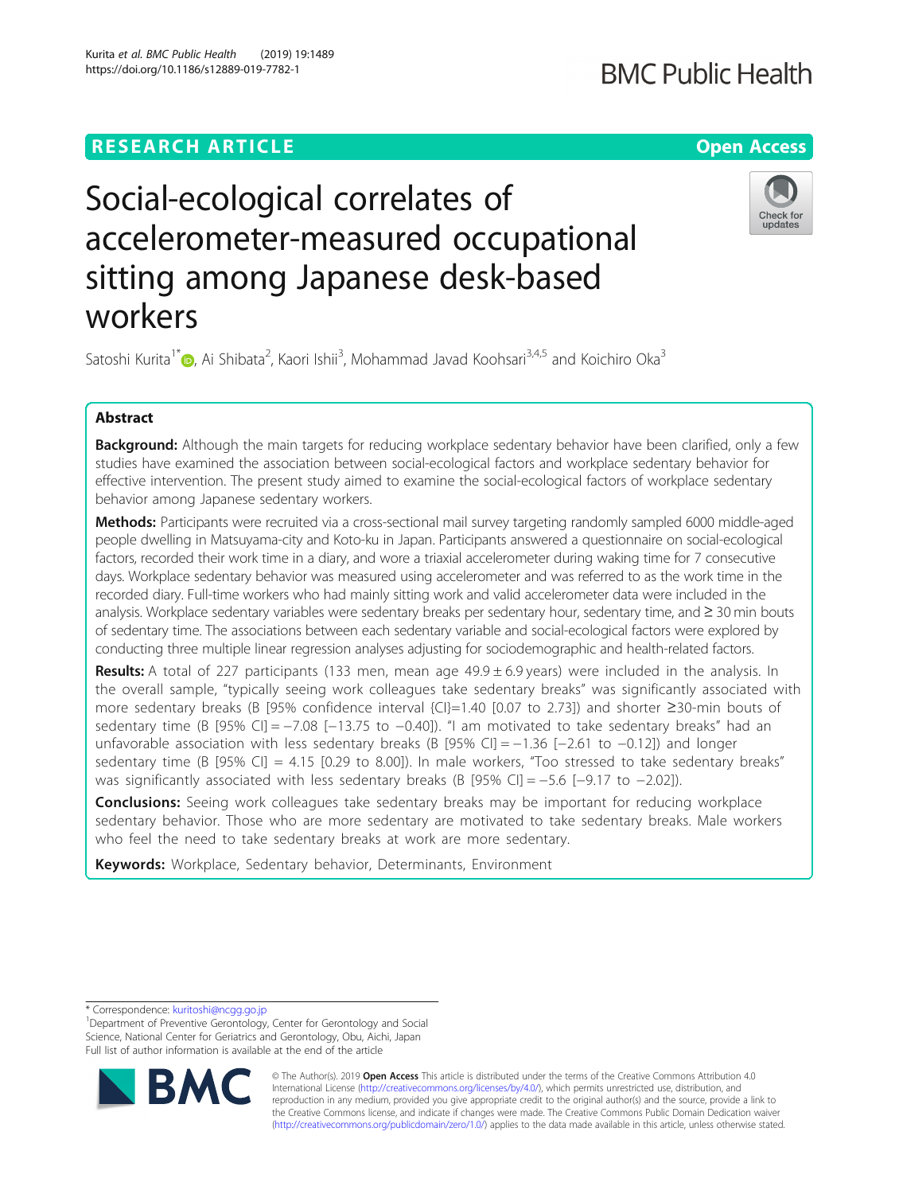# Social-ecological correlates of accelerometer-measured occupational sitting among Japanese desk-based workers

Satoshi Kurita[1*], Ai Shibata[2], Kaori Ishii[3], Mohammad Javad Koohsari[3,4,5] and Koichiro Oka[3]

## Abstract

**Background:** Although the main targets for reducing workplace sedentary behavior have been clarified, only a few studies have examined the association between social-ecological factors and workplace sedentary behavior for effective intervention. The present study aimed to examine the social-ecological factors of workplace sedentary behavior among Japanese sedentary workers.

**Methods:** Participants were recruited via a cross-sectional mail survey targeting randomly sampled 6000 middle-aged people dwelling in Matsuyama-city and Koto-ku in Japan. Participants answered a questionnaire on social-ecological factors, recorded their work time in a diary, and wore a triaxial accelerometer during waking time for 7 consecutive days. Workplace sedentary behavior was measured using accelerometer and was referred to as the work time in the recorded diary. Full-time workers who had mainly sitting work and valid accelerometer data were included in the analysis. Workplace sedentary variables were sedentary breaks per sedentary hour, sedentary time, and ≥ 30 min bouts of sedentary time. The associations between each sedentary variable and social-ecological factors were explored by conducting three multiple linear regression analyses adjusting for sociodemographic and health-related factors.

**Results:** A total of 227 participants (133 men, mean age 49.9 ± 6.9 years) were included in the analysis. In the overall sample, "typically seeing work colleagues take sedentary breaks" was significantly associated with more sedentary breaks (B [95% confidence interval {CI}=1.40 [0.07 to 2.73]) and shorter ≥30-min bouts of sedentary time (B [95% CI] = −7.08 [−13.75 to −0.40]). "I am motivated to take sedentary breaks" had an unfavorable association with less sedentary breaks (B [95% CI] = −1.36 [−2.61 to −0.12]) and longer sedentary time (B [95% CI] = 4.15 [0.29 to 8.00]). In male workers, "Too stressed to take sedentary breaks" was significantly associated with less sedentary breaks (B [95% CI] = −5.6 [−9.17 to −2.02]).

**Conclusions:** Seeing work colleagues take sedentary breaks may be important for reducing workplace sedentary behavior. Those who are more sedentary are motivated to take sedentary breaks. Male workers who feel the need to take sedentary breaks at work are more sedentary.

**Keywords:** Workplace, Sedentary behavior, Determinants, Environment

---

\* Correspondence: kuritoshi@ncgg.go.jp
[1]Department of Preventive Gerontology, Center for Gerontology and Social Science, National Center for Geriatrics and Gerontology, Obu, Aichi, Japan
Full list of author information is available at the end of the article

© The Author(s). 2019 **Open Access** This article is distributed under the terms of the Creative Commons Attribution 4.0 International License (http://creativecommons.org/licenses/by/4.0/), which permits unrestricted use, distribution, and reproduction in any medium, provided you give appropriate credit to the original author(s) and the source, provide a link to the Creative Commons license, and indicate if changes were made. The Creative Commons Public Domain Dedication waiver (http://creativecommons.org/publicdomain/zero/1.0/) applies to the data made available in this article, unless otherwise stated.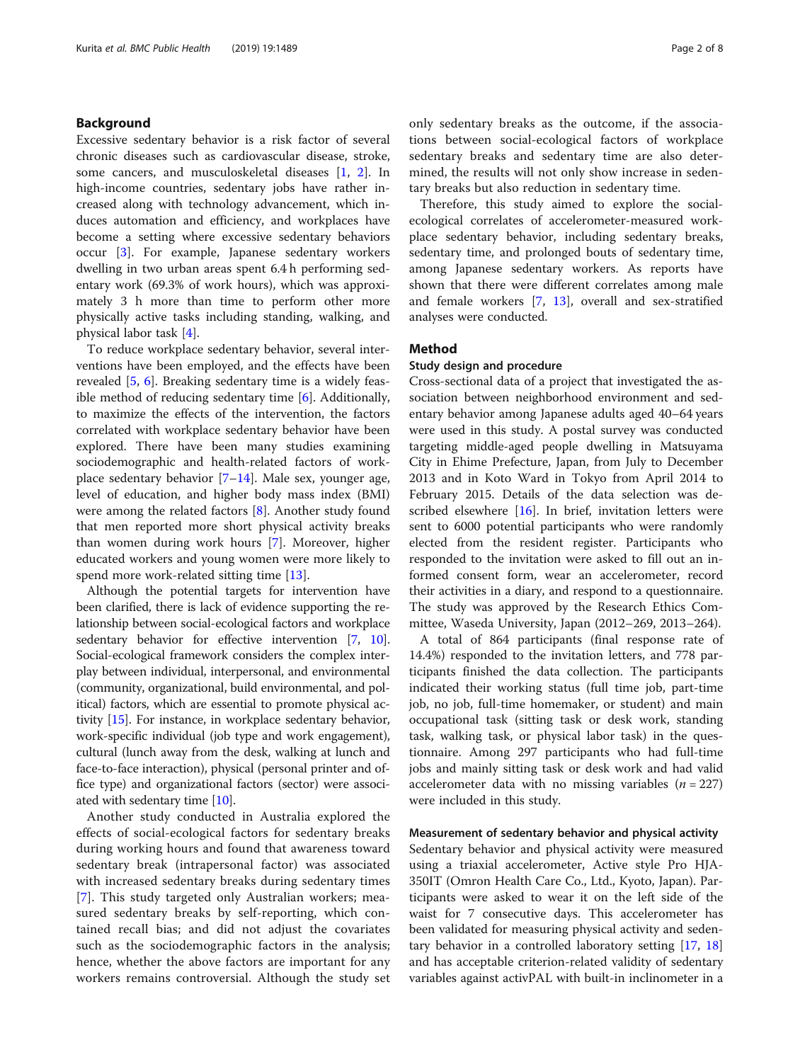## Background

Excessive sedentary behavior is a risk factor of several chronic diseases such as cardiovascular disease, stroke, some cancers, and musculoskeletal diseases [1, 2]. In high-income countries, sedentary jobs have rather increased along with technology advancement, which induces automation and efficiency, and workplaces have become a setting where excessive sedentary behaviors occur [3]. For example, Japanese sedentary workers dwelling in two urban areas spent 6.4 h performing sedentary work (69.3% of work hours), which was approximately 3 h more than time to perform other more physically active tasks including standing, walking, and physical labor task [4].

To reduce workplace sedentary behavior, several interventions have been employed, and the effects have been revealed [5, 6]. Breaking sedentary time is a widely feasible method of reducing sedentary time [6]. Additionally, to maximize the effects of the intervention, the factors correlated with workplace sedentary behavior have been explored. There have been many studies examining sociodemographic and health-related factors of workplace sedentary behavior [7–14]. Male sex, younger age, level of education, and higher body mass index (BMI) were among the related factors [8]. Another study found that men reported more short physical activity breaks than women during work hours [7]. Moreover, higher educated workers and young women were more likely to spend more work-related sitting time [13].

Although the potential targets for intervention have been clarified, there is lack of evidence supporting the relationship between social-ecological factors and workplace sedentary behavior for effective intervention [7, 10]. Social-ecological framework considers the complex interplay between individual, interpersonal, and environmental (community, organizational, build environmental, and political) factors, which are essential to promote physical activity [15]. For instance, in workplace sedentary behavior, work-specific individual (job type and work engagement), cultural (lunch away from the desk, walking at lunch and face-to-face interaction), physical (personal printer and office type) and organizational factors (sector) were associated with sedentary time [10].

Another study conducted in Australia explored the effects of social-ecological factors for sedentary breaks during working hours and found that awareness toward sedentary break (intrapersonal factor) was associated with increased sedentary breaks during sedentary times [7]. This study targeted only Australian workers; measured sedentary breaks by self-reporting, which contained recall bias; and did not adjust the covariates such as the sociodemographic factors in the analysis; hence, whether the above factors are important for any workers remains controversial. Although the study set only sedentary breaks as the outcome, if the associations between social-ecological factors of workplace sedentary breaks and sedentary time are also determined, the results will not only show increase in sedentary breaks but also reduction in sedentary time.

Therefore, this study aimed to explore the social-ecological correlates of accelerometer-measured workplace sedentary behavior, including sedentary breaks, sedentary time, and prolonged bouts of sedentary time, among Japanese sedentary workers. As reports have shown that there were different correlates among male and female workers [7, 13], overall and sex-stratified analyses were conducted.

## Method

### Study design and procedure

Cross-sectional data of a project that investigated the association between neighborhood environment and sedentary behavior among Japanese adults aged 40–64 years were used in this study. A postal survey was conducted targeting middle-aged people dwelling in Matsuyama City in Ehime Prefecture, Japan, from July to December 2013 and in Koto Ward in Tokyo from April 2014 to February 2015. Details of the data selection was described elsewhere [16]. In brief, invitation letters were sent to 6000 potential participants who were randomly elected from the resident register. Participants who responded to the invitation were asked to fill out an informed consent form, wear an accelerometer, record their activities in a diary, and respond to a questionnaire. The study was approved by the Research Ethics Committee, Waseda University, Japan (2012–269, 2013–264).

A total of 864 participants (final response rate of 14.4%) responded to the invitation letters, and 778 participants finished the data collection. The participants indicated their working status (full time job, part-time job, no job, full-time homemaker, or student) and main occupational task (sitting task or desk work, standing task, walking task, or physical labor task) in the questionnaire. Among 297 participants who had full-time jobs and mainly sitting task or desk work and had valid accelerometer data with no missing variables ($n = 227$) were included in this study.

### Measurement of sedentary behavior and physical activity

Sedentary behavior and physical activity were measured using a triaxial accelerometer, Active style Pro HJA-350IT (Omron Health Care Co., Ltd., Kyoto, Japan). Participants were asked to wear it on the left side of the waist for 7 consecutive days. This accelerometer has been validated for measuring physical activity and sedentary behavior in a controlled laboratory setting [17, 18] and has acceptable criterion-related validity of sedentary variables against activPAL with built-in inclinometer in a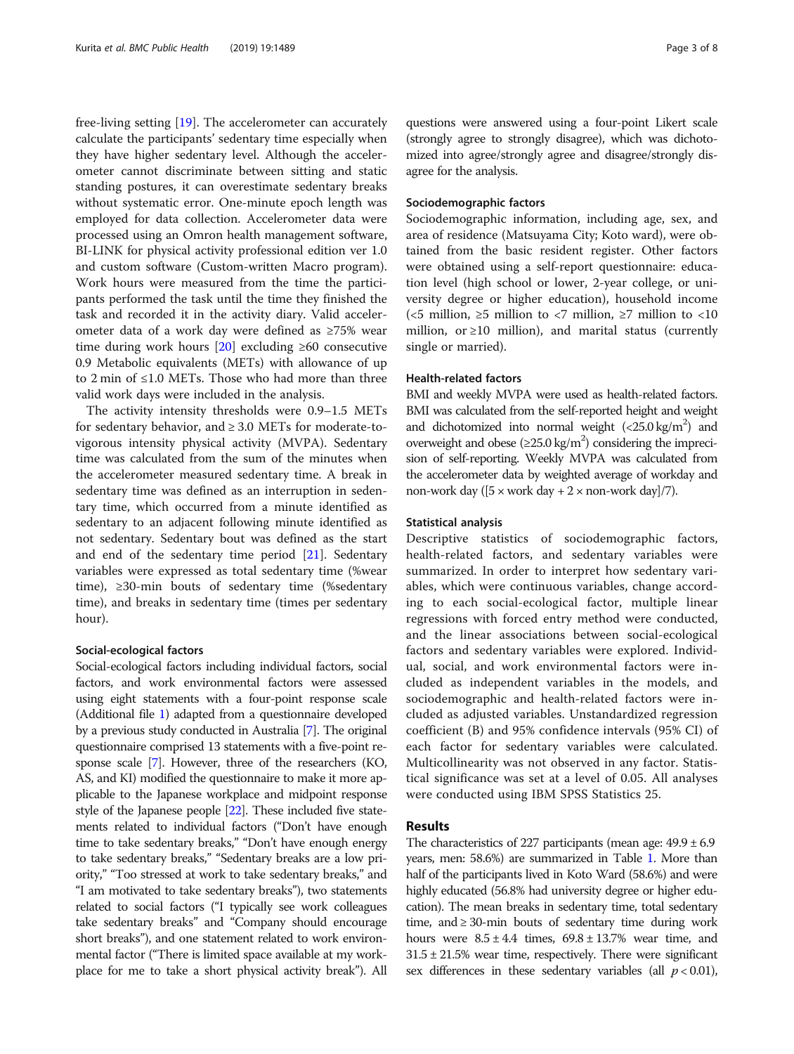free-living setting [19]. The accelerometer can accurately calculate the participants' sedentary time especially when they have higher sedentary level. Although the accelerometer cannot discriminate between sitting and static standing postures, it can overestimate sedentary breaks without systematic error. One-minute epoch length was employed for data collection. Accelerometer data were processed using an Omron health management software, BI-LINK for physical activity professional edition ver 1.0 and custom software (Custom-written Macro program). Work hours were measured from the time the participants performed the task until the time they finished the task and recorded it in the activity diary. Valid accelerometer data of a work day were defined as ≥75% wear time during work hours [20] excluding ≥60 consecutive 0.9 Metabolic equivalents (METs) with allowance of up to 2 min of ≤1.0 METs. Those who had more than three valid work days were included in the analysis.

The activity intensity thresholds were 0.9–1.5 METs for sedentary behavior, and ≥ 3.0 METs for moderate-to-vigorous intensity physical activity (MVPA). Sedentary time was calculated from the sum of the minutes when the accelerometer measured sedentary time. A break in sedentary time was defined as an interruption in sedentary time, which occurred from a minute identified as sedentary to an adjacent following minute identified as not sedentary. Sedentary bout was defined as the start and end of the sedentary time period [21]. Sedentary variables were expressed as total sedentary time (%wear time), ≥30-min bouts of sedentary time (%sedentary time), and breaks in sedentary time (times per sedentary hour).

### Social-ecological factors

Social-ecological factors including individual factors, social factors, and work environmental factors were assessed using eight statements with a four-point response scale (Additional file 1) adapted from a questionnaire developed by a previous study conducted in Australia [7]. The original questionnaire comprised 13 statements with a five-point response scale [7]. However, three of the researchers (KO, AS, and KI) modified the questionnaire to make it more applicable to the Japanese workplace and midpoint response style of the Japanese people [22]. These included five statements related to individual factors ("Don't have enough time to take sedentary breaks," "Don't have enough energy to take sedentary breaks," "Sedentary breaks are a low priority," "Too stressed at work to take sedentary breaks," and "I am motivated to take sedentary breaks"), two statements related to social factors ("I typically see work colleagues take sedentary breaks" and "Company should encourage short breaks"), and one statement related to work environmental factor ("There is limited space available at my workplace for me to take a short physical activity break"). All questions were answered using a four-point Likert scale (strongly agree to strongly disagree), which was dichotomized into agree/strongly agree and disagree/strongly disagree for the analysis.

### Sociodemographic factors

Sociodemographic information, including age, sex, and area of residence (Matsuyama City; Koto ward), were obtained from the basic resident register. Other factors were obtained using a self-report questionnaire: education level (high school or lower, 2-year college, or university degree or higher education), household income (<5 million, ≥5 million to <7 million, ≥7 million to <10 million, or ≥10 million), and marital status (currently single or married).

### Health-related factors

BMI and weekly MVPA were used as health-related factors. BMI was calculated from the self-reported height and weight and dichotomized into normal weight (<25.0 kg/m$^2$) and overweight and obese (≥25.0 kg/m$^2$) considering the imprecision of self-reporting. Weekly MVPA was calculated from the accelerometer data by weighted average of workday and non-work day ([5 × work day + 2 × non-work day]/7).

### Statistical analysis

Descriptive statistics of sociodemographic factors, health-related factors, and sedentary variables were summarized. In order to interpret how sedentary variables, which were continuous variables, change according to each social-ecological factor, multiple linear regressions with forced entry method were conducted, and the linear associations between social-ecological factors and sedentary variables were explored. Individual, social, and work environmental factors were included as independent variables in the models, and sociodemographic and health-related factors were included as adjusted variables. Unstandardized regression coefficient (B) and 95% confidence intervals (95% CI) of each factor for sedentary variables were calculated. Multicollinearity was not observed in any factor. Statistical significance was set at a level of 0.05. All analyses were conducted using IBM SPSS Statistics 25.

## Results

The characteristics of 227 participants (mean age: 49.9 ± 6.9 years, men: 58.6%) are summarized in Table 1. More than half of the participants lived in Koto Ward (58.6%) and were highly educated (56.8% had university degree or higher education). The mean breaks in sedentary time, total sedentary time, and ≥ 30-min bouts of sedentary time during work hours were 8.5 ± 4.4 times, 69.8 ± 13.7% wear time, and 31.5 ± 21.5% wear time, respectively. There were significant sex differences in these sedentary variables (all $p < 0.01$),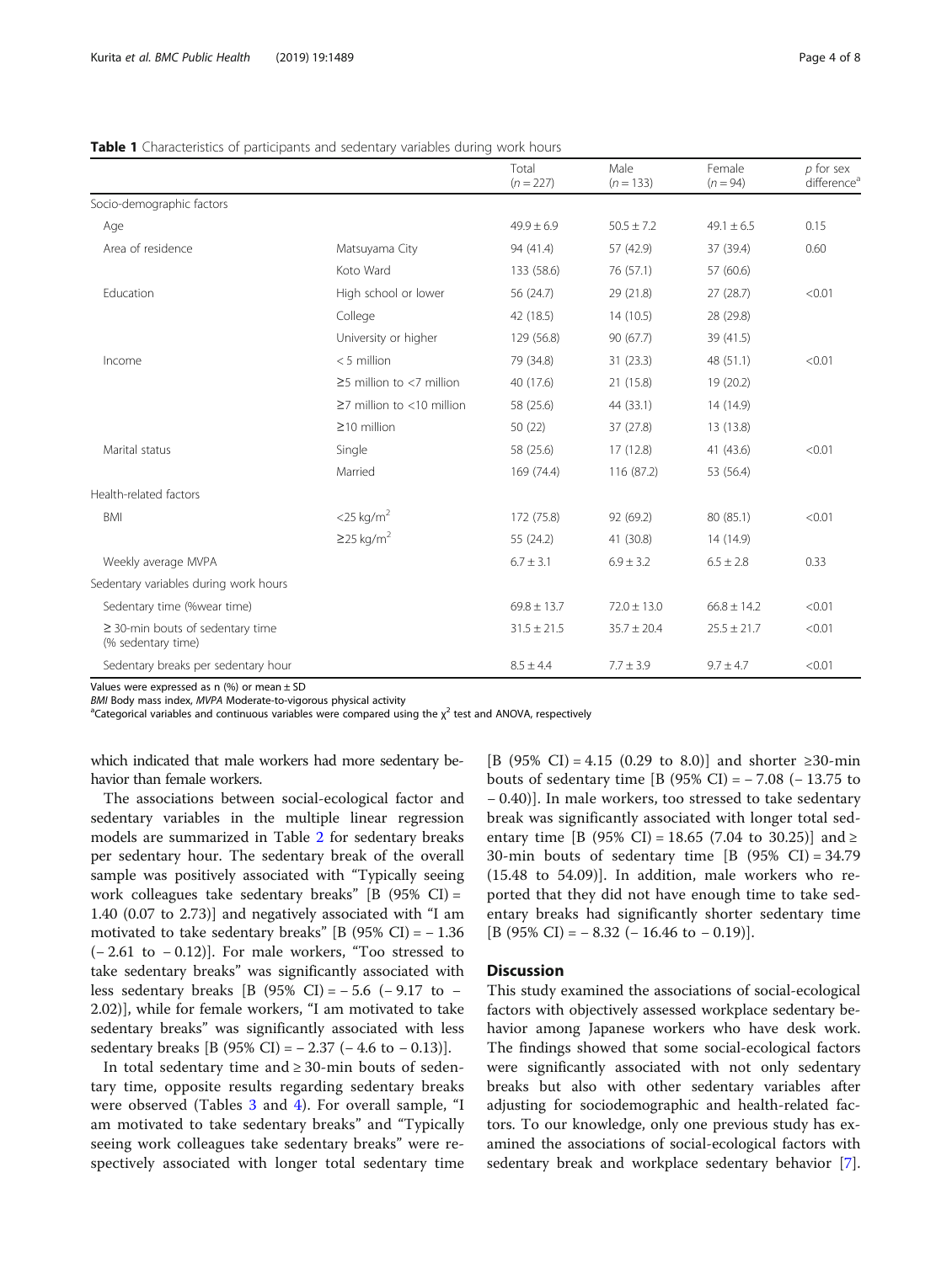**Table 1** Characteristics of participants and sedentary variables during work hours

| | | Total (n = 227) | Male (n = 133) | Female (n = 94) | p for sex difference[a] |
|---|---|---|---|---|---|
| Socio-demographic factors | | | | | |
| Age | | 49.9 ± 6.9 | 50.5 ± 7.2 | 49.1 ± 6.5 | 0.15 |
| Area of residence | Matsuyama City | 94 (41.4) | 57 (42.9) | 37 (39.4) | 0.60 |
| | Koto Ward | 133 (58.6) | 76 (57.1) | 57 (60.6) | |
| Education | High school or lower | 56 (24.7) | 29 (21.8) | 27 (28.7) | <0.01 |
| | College | 42 (18.5) | 14 (10.5) | 28 (29.8) | |
| | University or higher | 129 (56.8) | 90 (67.7) | 39 (41.5) | |
| Income | < 5 million | 79 (34.8) | 31 (23.3) | 48 (51.1) | <0.01 |
| | ≥5 million to <7 million | 40 (17.6) | 21 (15.8) | 19 (20.2) | |
| | ≥7 million to <10 million | 58 (25.6) | 44 (33.1) | 14 (14.9) | |
| | ≥10 million | 50 (22) | 37 (27.8) | 13 (13.8) | |
| Marital status | Single | 58 (25.6) | 17 (12.8) | 41 (43.6) | <0.01 |
| | Married | 169 (74.4) | 116 (87.2) | 53 (56.4) | |
| Health-related factors | | | | | |
| BMI | <25 kg/m$^2$ | 172 (75.8) | 92 (69.2) | 80 (85.1) | <0.01 |
| | ≥25 kg/m$^2$ | 55 (24.2) | 41 (30.8) | 14 (14.9) | |
| Weekly average MVPA | | 6.7 ± 3.1 | 6.9 ± 3.2 | 6.5 ± 2.8 | 0.33 |
| Sedentary variables during work hours | | | | | |
| Sedentary time (%wear time) | | 69.8 ± 13.7 | 72.0 ± 13.0 | 66.8 ± 14.2 | <0.01 |
| ≥ 30-min bouts of sedentary time (% sedentary time) | | 31.5 ± 21.5 | 35.7 ± 20.4 | 25.5 ± 21.7 | <0.01 |
| Sedentary breaks per sedentary hour | | 8.5 ± 4.4 | 7.7 ± 3.9 | 9.7 ± 4.7 | <0.01 |

Values were expressed as n (%) or mean ± SD

*BMI* Body mass index, *MVPA* Moderate-to-vigorous physical activity

[a]Categorical variables and continuous variables were compared using the $\chi^2$ test and ANOVA, respectively

which indicated that male workers had more sedentary behavior than female workers.

The associations between social-ecological factor and sedentary variables in the multiple linear regression models are summarized in Table 2 for sedentary breaks per sedentary hour. The sedentary break of the overall sample was positively associated with "Typically seeing work colleagues take sedentary breaks" [B (95% CI) = 1.40 (0.07 to 2.73)] and negatively associated with "I am motivated to take sedentary breaks" [B (95% CI) = − 1.36 (− 2.61 to − 0.12)]. For male workers, "Too stressed to take sedentary breaks" was significantly associated with less sedentary breaks [B (95% CI) = − 5.6 (− 9.17 to − 2.02)], while for female workers, "I am motivated to take sedentary breaks" was significantly associated with less sedentary breaks [B (95% CI) = − 2.37 (− 4.6 to − 0.13)].

In total sedentary time and ≥ 30-min bouts of sedentary time, opposite results regarding sedentary breaks were observed (Tables 3 and 4). For overall sample, "I am motivated to take sedentary breaks" and "Typically seeing work colleagues take sedentary breaks" were respectively associated with longer total sedentary time [B (95% CI) = 4.15 (0.29 to 8.0)] and shorter ≥30-min bouts of sedentary time [B (95% CI) = − 7.08 (− 13.75 to − 0.40)]. In male workers, too stressed to take sedentary break was significantly associated with longer total sedentary time [B (95% CI) = 18.65 (7.04 to 30.25)] and ≥ 30-min bouts of sedentary time [B (95% CI) = 34.79 (15.48 to 54.09)]. In addition, male workers who reported that they did not have enough time to take sedentary breaks had significantly shorter sedentary time [B (95% CI) = − 8.32 (− 16.46 to − 0.19)].

## Discussion

This study examined the associations of social-ecological factors with objectively assessed workplace sedentary behavior among Japanese workers who have desk work. The findings showed that some social-ecological factors were significantly associated with not only sedentary breaks but also with other sedentary variables after adjusting for sociodemographic and health-related factors. To our knowledge, only one previous study has examined the associations of social-ecological factors with sedentary break and workplace sedentary behavior [7].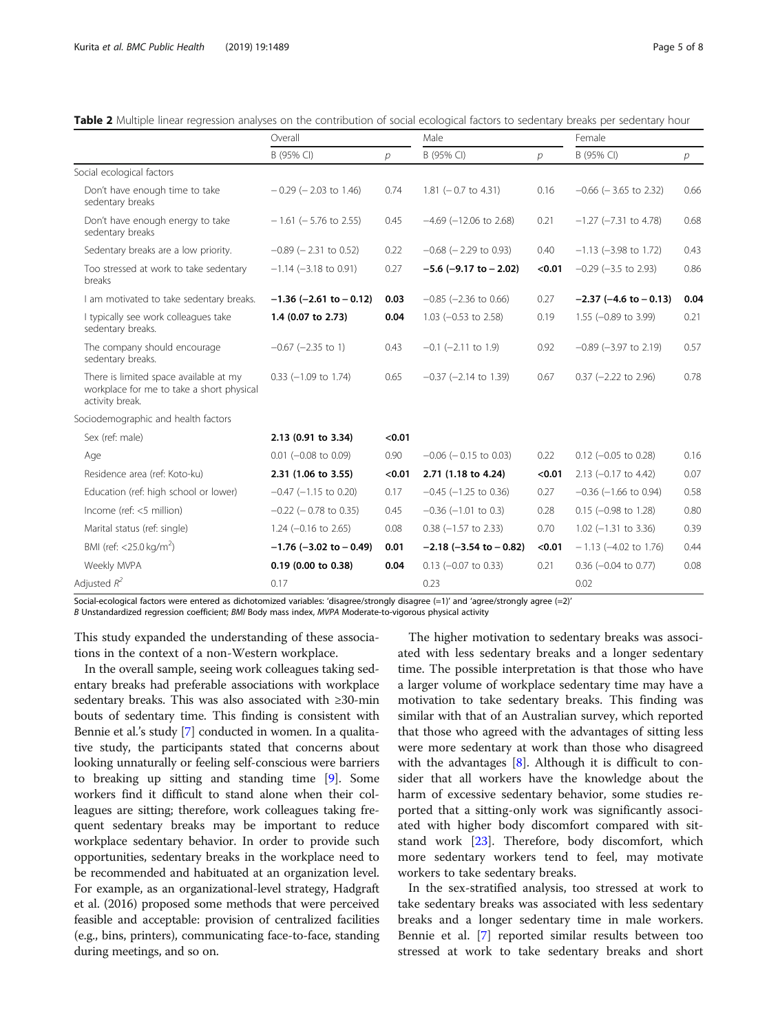**Table 2** Multiple linear regression analyses on the contribution of social ecological factors to sedentary breaks per sedentary hour

| | Overall | | Male | | Female | |
|---|---|---|---|---|---|---|
| | B (95% CI) | *p* | B (95% CI) | *p* | B (95% CI) | *p* |
| Social ecological factors | | | | | | |
| Don't have enough time to take sedentary breaks | − 0.29 (− 2.03 to 1.46) | 0.74 | 1.81 (− 0.7 to 4.31) | 0.16 | −0.66 (− 3.65 to 2.32) | 0.66 |
| Don't have enough energy to take sedentary breaks | − 1.61 (− 5.76 to 2.55) | 0.45 | −4.69 (−12.06 to 2.68) | 0.21 | −1.27 (−7.31 to 4.78) | 0.68 |
| Sedentary breaks are a low priority. | −0.89 (− 2.31 to 0.52) | 0.22 | −0.68 (− 2.29 to 0.93) | 0.40 | −1.13 (−3.98 to 1.72) | 0.43 |
| Too stressed at work to take sedentary breaks | −1.14 (−3.18 to 0.91) | 0.27 | **−5.6 (−9.17 to − 2.02)** | **<0.01** | −0.29 (−3.5 to 2.93) | 0.86 |
| I am motivated to take sedentary breaks. | **−1.36 (−2.61 to − 0.12)** | **0.03** | −0.85 (−2.36 to 0.66) | 0.27 | **−2.37 (−4.6 to − 0.13)** | **0.04** |
| I typically see work colleagues take sedentary breaks. | **1.4 (0.07 to 2.73)** | **0.04** | 1.03 (−0.53 to 2.58) | 0.19 | 1.55 (−0.89 to 3.99) | 0.21 |
| The company should encourage sedentary breaks. | −0.67 (−2.35 to 1) | 0.43 | −0.1 (−2.11 to 1.9) | 0.92 | −0.89 (−3.97 to 2.19) | 0.57 |
| There is limited space available at my workplace for me to take a short physical activity break. | 0.33 (−1.09 to 1.74) | 0.65 | −0.37 (−2.14 to 1.39) | 0.67 | 0.37 (−2.22 to 2.96) | 0.78 |
| Sociodemographic and health factors | | | | | | |
| Sex (ref: male) | **2.13 (0.91 to 3.34)** | **<0.01** | | | | |
| Age | 0.01 (−0.08 to 0.09) | 0.90 | −0.06 (− 0.15 to 0.03) | 0.22 | 0.12 (−0.05 to 0.28) | 0.16 |
| Residence area (ref: Koto-ku) | **2.31 (1.06 to 3.55)** | **<0.01** | **2.71 (1.18 to 4.24)** | **<0.01** | 2.13 (−0.17 to 4.42) | 0.07 |
| Education (ref: high school or lower) | −0.47 (−1.15 to 0.20) | 0.17 | −0.45 (−1.25 to 0.36) | 0.27 | −0.36 (−1.66 to 0.94) | 0.58 |
| Income (ref: <5 million) | −0.22 (− 0.78 to 0.35) | 0.45 | −0.36 (−1.01 to 0.3) | 0.28 | 0.15 (−0.98 to 1.28) | 0.80 |
| Marital status (ref: single) | 1.24 (−0.16 to 2.65) | 0.08 | 0.38 (−1.57 to 2.33) | 0.70 | 1.02 (−1.31 to 3.36) | 0.39 |
| BMI (ref: <25.0 kg/m$^2$) | **−1.76 (−3.02 to − 0.49)** | **0.01** | **−2.18 (−3.54 to − 0.82)** | **<0.01** | − 1.13 (−4.02 to 1.76) | 0.44 |
| Weekly MVPA | **0.19 (0.00 to 0.38)** | **0.04** | 0.13 (−0.07 to 0.33) | 0.21 | 0.36 (−0.04 to 0.77) | 0.08 |
| Adjusted $R^2$ | 0.17 | | 0.23 | | 0.02 | |

Social-ecological factors were entered as dichotomized variables: 'disagree/strongly disagree (=1)' and 'agree/strongly agree (=2)'
*B* Unstandardized regression coefficient; *BMI* Body mass index, *MVPA* Moderate-to-vigorous physical activity

This study expanded the understanding of these associations in the context of a non-Western workplace.

In the overall sample, seeing work colleagues taking sedentary breaks had preferable associations with workplace sedentary breaks. This was also associated with ≥30-min bouts of sedentary time. This finding is consistent with Bennie et al.'s study [7] conducted in women. In a qualitative study, the participants stated that concerns about looking unnaturally or feeling self-conscious were barriers to breaking up sitting and standing time [9]. Some workers find it difficult to stand alone when their colleagues are sitting; therefore, work colleagues taking frequent sedentary breaks may be important to reduce workplace sedentary behavior. In order to provide such opportunities, sedentary breaks in the workplace need to be recommended and habituated at an organization level. For example, as an organizational-level strategy, Hadgraft et al. (2016) proposed some methods that were perceived feasible and acceptable: provision of centralized facilities (e.g., bins, printers), communicating face-to-face, standing during meetings, and so on.

The higher motivation to sedentary breaks was associated with less sedentary breaks and a longer sedentary time. The possible interpretation is that those who have a larger volume of workplace sedentary time may have a motivation to take sedentary breaks. This finding was similar with that of an Australian survey, which reported that those who agreed with the advantages of sitting less were more sedentary at work than those who disagreed with the advantages [8]. Although it is difficult to consider that all workers have the knowledge about the harm of excessive sedentary behavior, some studies reported that a sitting-only work was significantly associated with higher body discomfort compared with sit-stand work [23]. Therefore, body discomfort, which more sedentary workers tend to feel, may motivate workers to take sedentary breaks.

In the sex-stratified analysis, too stressed at work to take sedentary breaks was associated with less sedentary breaks and a longer sedentary time in male workers. Bennie et al. [7] reported similar results between too stressed at work to take sedentary breaks and short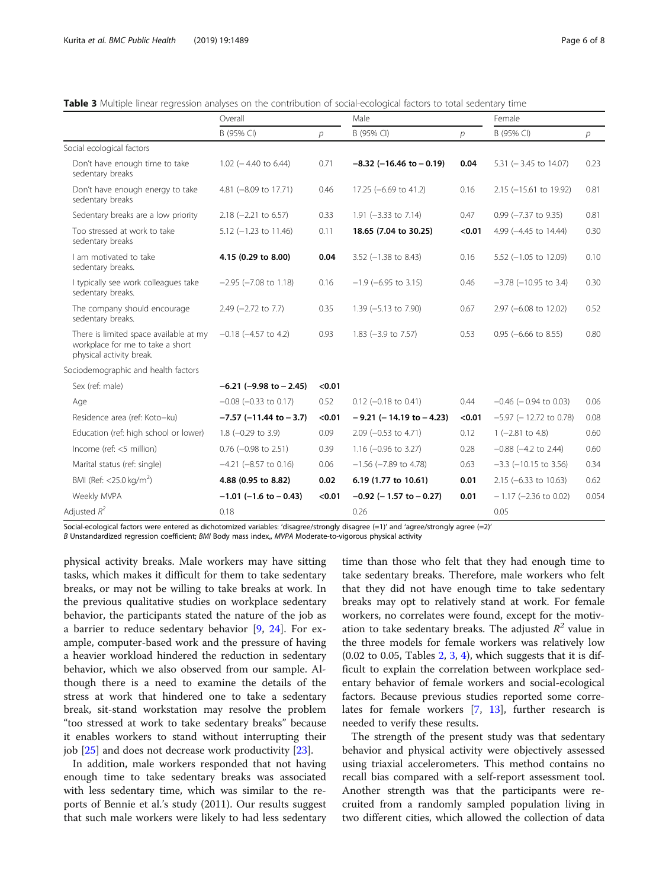**Table 3** Multiple linear regression analyses on the contribution of social-ecological factors to total sedentary time

| | Overall | | Male | | Female | |
|---|---|---|---|---|---|---|
| | B (95% CI) | *p* | B (95% CI) | *p* | B (95% CI) | *p* |
| Social ecological factors | | | | | | |
| Don't have enough time to take sedentary breaks | 1.02 (− 4.40 to 6.44) | 0.71 | **−8.32 (−16.46 to − 0.19)** | **0.04** | 5.31 (− 3.45 to 14.07) | 0.23 |
| Don't have enough energy to take sedentary breaks | 4.81 (−8.09 to 17.71) | 0.46 | 17.25 (−6.69 to 41.2) | 0.16 | 2.15 (−15.61 to 19.92) | 0.81 |
| Sedentary breaks are a low priority | 2.18 (−2.21 to 6.57) | 0.33 | 1.91 (−3.33 to 7.14) | 0.47 | 0.99 (−7.37 to 9.35) | 0.81 |
| Too stressed at work to take sedentary breaks | 5.12 (−1.23 to 11.46) | 0.11 | **18.65 (7.04 to 30.25)** | **<0.01** | 4.99 (−4.45 to 14.44) | 0.30 |
| I am motivated to take sedentary breaks. | **4.15 (0.29 to 8.00)** | **0.04** | 3.52 (−1.38 to 8.43) | 0.16 | 5.52 (−1.05 to 12.09) | 0.10 |
| I typically see work colleagues take sedentary breaks. | −2.95 (−7.08 to 1.18) | 0.16 | −1.9 (−6.95 to 3.15) | 0.46 | −3.78 (−10.95 to 3.4) | 0.30 |
| The company should encourage sedentary breaks. | 2.49 (−2.72 to 7.7) | 0.35 | 1.39 (−5.13 to 7.90) | 0.67 | 2.97 (−6.08 to 12.02) | 0.52 |
| There is limited space available at my workplace for me to take a short physical activity break. | −0.18 (−4.57 to 4.2) | 0.93 | 1.83 (−3.9 to 7.57) | 0.53 | 0.95 (−6.66 to 8.55) | 0.80 |
| Sociodemographic and health factors | | | | | | |
| Sex (ref: male) | **−6.21 (−9.98 to − 2.45)** | **<0.01** | | | | |
| Age | −0.08 (−0.33 to 0.17) | 0.52 | 0.12 (−0.18 to 0.41) | 0.44 | −0.46 (− 0.94 to 0.03) | 0.06 |
| Residence area (ref: Koto–ku) | **−7.57 (−11.44 to − 3.7)** | **<0.01** | **− 9.21 (− 14.19 to − 4.23)** | **<0.01** | −5.97 (− 12.72 to 0.78) | 0.08 |
| Education (ref: high school or lower) | 1.8 (−0.29 to 3.9) | 0.09 | 2.09 (−0.53 to 4.71) | 0.12 | 1 (−2.81 to 4.8) | 0.60 |
| Income (ref: <5 million) | 0.76 (−0.98 to 2.51) | 0.39 | 1.16 (−0.96 to 3.27) | 0.28 | −0.88 (−4.2 to 2.44) | 0.60 |
| Marital status (ref: single) | −4.21 (−8.57 to 0.16) | 0.06 | −1.56 (−7.89 to 4.78) | 0.63 | −3.3 (−10.15 to 3.56) | 0.34 |
| BMI (Ref: <25.0 kg/m$^2$) | **4.88 (0.95 to 8.82)** | **0.02** | **6.19 (1.77 to 10.61)** | **0.01** | 2.15 (−6.33 to 10.63) | 0.62 |
| Weekly MVPA | **−1.01 (−1.6 to − 0.43)** | **<0.01** | **−0.92 (− 1.57 to − 0.27)** | **0.01** | − 1.17 (−2.36 to 0.02) | 0.054 |
| Adjusted $R^2$ | 0.18 | | 0.26 | | 0.05 | |

Social-ecological factors were entered as dichotomized variables: 'disagree/strongly disagree (=1)' and 'agree/strongly agree (=2)'
*B* Unstandardized regression coefficient; *BMI* Body mass index,, *MVPA* Moderate-to-vigorous physical activity

physical activity breaks. Male workers may have sitting tasks, which makes it difficult for them to take sedentary breaks, or may not be willing to take breaks at work. In the previous qualitative studies on workplace sedentary behavior, the participants stated the nature of the job as a barrier to reduce sedentary behavior [9, 24]. For example, computer-based work and the pressure of having a heavier workload hindered the reduction in sedentary behavior, which we also observed from our sample. Although there is a need to examine the details of the stress at work that hindered one to take a sedentary break, sit-stand workstation may resolve the problem "too stressed at work to take sedentary breaks" because it enables workers to stand without interrupting their job [25] and does not decrease work productivity [23].

In addition, male workers responded that not having enough time to take sedentary breaks was associated with less sedentary time, which was similar to the reports of Bennie et al.'s study (2011). Our results suggest that such male workers were likely to had less sedentary time than those who felt that they had enough time to take sedentary breaks. Therefore, male workers who felt that they did not have enough time to take sedentary breaks may opt to relatively stand at work. For female workers, no correlates were found, except for the motivation to take sedentary breaks. The adjusted $R^2$ value in the three models for female workers was relatively low (0.02 to 0.05, Tables 2, 3, 4), which suggests that it is difficult to explain the correlation between workplace sedentary behavior of female workers and social-ecological factors. Because previous studies reported some correlates for female workers [7, 13], further research is needed to verify these results.

The strength of the present study was that sedentary behavior and physical activity were objectively assessed using triaxial accelerometers. This method contains no recall bias compared with a self-report assessment tool. Another strength was that the participants were recruited from a randomly sampled population living in two different cities, which allowed the collection of data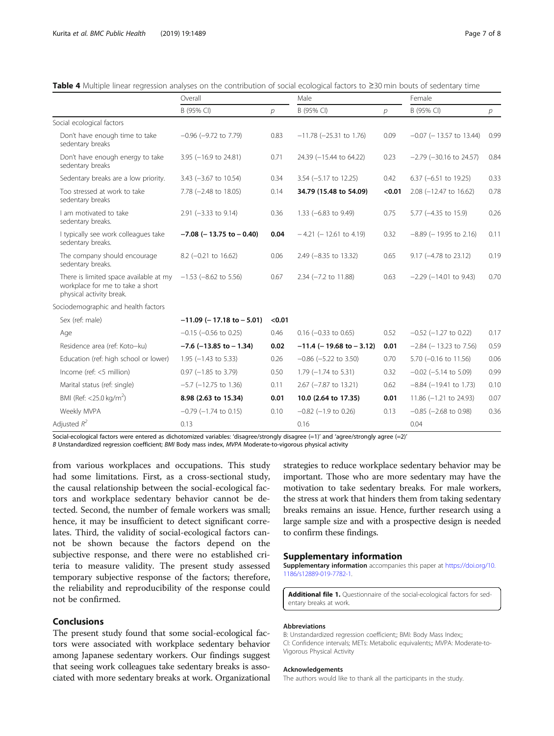**Table 4** Multiple linear regression analyses on the contribution of social ecological factors to ≥30 min bouts of sedentary time

| | Overall | | Male | | Female | |
|---|---|---|---|---|---|---|
| | B (95% CI) | *p* | B (95% CI) | *p* | B (95% CI) | *p* |
| Social ecological factors | | | | | | |
| Don't have enough time to take sedentary breaks | −0.96 (−9.72 to 7.79) | 0.83 | −11.78 (−25.31 to 1.76) | 0.09 | −0.07 (− 13.57 to 13.44) | 0.99 |
| Don't have enough energy to take sedentary breaks | 3.95 (−16.9 to 24.81) | 0.71 | 24.39 (−15.44 to 64.22) | 0.23 | −2.79 (−30.16 to 24.57) | 0.84 |
| Sedentary breaks are a low priority. | 3.43 (−3.67 to 10.54) | 0.34 | 3.54 (−5.17 to 12.25) | 0.42 | 6.37 (−6.51 to 19.25) | 0.33 |
| Too stressed at work to take sedentary breaks | 7.78 (−2.48 to 18.05) | 0.14 | **34.79 (15.48 to 54.09)** | **<0.01** | 2.08 (−12.47 to 16.62) | 0.78 |
| I am motivated to take sedentary breaks. | 2.91 (−3.33 to 9.14) | 0.36 | 1.33 (−6.83 to 9.49) | 0.75 | 5.77 (−4.35 to 15.9) | 0.26 |
| I typically see work colleagues take sedentary breaks. | **−7.08 (− 13.75 to − 0.40)** | **0.04** | − 4.21 (− 12.61 to 4.19) | 0.32 | −8.89 (− 19.95 to 2.16) | 0.11 |
| The company should encourage sedentary breaks. | 8.2 (−0.21 to 16.62) | 0.06 | 2.49 (−8.35 to 13.32) | 0.65 | 9.17 (−4.78 to 23.12) | 0.19 |
| There is limited space available at my workplace for me to take a short physical activity break. | −1.53 (−8.62 to 5.56) | 0.67 | 2.34 (−7.2 to 11.88) | 0.63 | −2.29 (−14.01 to 9.43) | 0.70 |
| Sociodemographic and health factors | | | | | | |
| Sex (ref: male) | **−11.09 (− 17.18 to − 5.01)** | **<0.01** | | | | |
| Age | −0.15 (−0.56 to 0.25) | 0.46 | 0.16 (−0.33 to 0.65) | 0.52 | −0.52 (−1.27 to 0.22) | 0.17 |
| Residence area (ref: Koto–ku) | **−7.6 (−13.85 to − 1.34)** | **0.02** | **−11.4 (− 19.68 to − 3.12)** | **0.01** | −2.84 (− 13.23 to 7.56) | 0.59 |
| Education (ref: high school or lower) | 1.95 (−1.43 to 5.33) | 0.26 | −0.86 (−5.22 to 3.50) | 0.70 | 5.70 (−0.16 to 11.56) | 0.06 |
| Income (ref: <5 million) | 0.97 (−1.85 to 3.79) | 0.50 | 1.79 (−1.74 to 5.31) | 0.32 | −0.02 (−5.14 to 5.09) | 0.99 |
| Marital status (ref: single) | −5.7 (−12.75 to 1.36) | 0.11 | 2.67 (−7.87 to 13.21) | 0.62 | −8.84 (−19.41 to 1.73) | 0.10 |
| BMI (Ref: <25.0 kg/m$^2$) | **8.98 (2.63 to 15.34)** | **0.01** | **10.0 (2.64 to 17.35)** | **0.01** | 11.86 (−1.21 to 24.93) | 0.07 |
| Weekly MVPA | −0.79 (−1.74 to 0.15) | 0.10 | −0.82 (−1.9 to 0.26) | 0.13 | −0.85 (−2.68 to 0.98) | 0.36 |
| Adjusted $R^2$ | 0.13 | | 0.16 | | 0.04 | |

Social-ecological factors were entered as dichotomized variables: 'disagree/strongly disagree (=1)' and 'agree/strongly agree (=2)'
*B* Unstandardized regression coefficient; *BMI* Body mass index, *MVPA* Moderate-to-vigorous physical activity

from various workplaces and occupations. This study had some limitations. First, as a cross-sectional study, the causal relationship between the social-ecological factors and workplace sedentary behavior cannot be detected. Second, the number of female workers was small; hence, it may be insufficient to detect significant correlates. Third, the validity of social-ecological factors cannot be shown because the factors depend on the subjective response, and there were no established criteria to measure validity. The present study assessed temporary subjective response of the factors; therefore, the reliability and reproducibility of the response could not be confirmed.

## Conclusions

The present study found that some social-ecological factors were associated with workplace sedentary behavior among Japanese sedentary workers. Our findings suggest that seeing work colleagues take sedentary breaks is associated with more sedentary breaks at work. Organizational strategies to reduce workplace sedentary behavior may be important. Those who are more sedentary may have the motivation to take sedentary breaks. For male workers, the stress at work that hinders them from taking sedentary breaks remains an issue. Hence, further research using a large sample size and with a prospective design is needed to confirm these findings.

## Supplementary information

**Supplementary information** accompanies this paper at https://doi.org/10.1186/s12889-019-7782-1.

**Additional file 1.** Questionnaire of the social-ecological factors for sedentary breaks at work.

#### Abbreviations

B: Unstandardized regression coefficient;; BMI: Body Mass Index;; CI: Confidence intervals; METs: Metabolic equivalents;; MVPA: Moderate-to-Vigorous Physical Activity

#### Acknowledgements

The authors would like to thank all the participants in the study.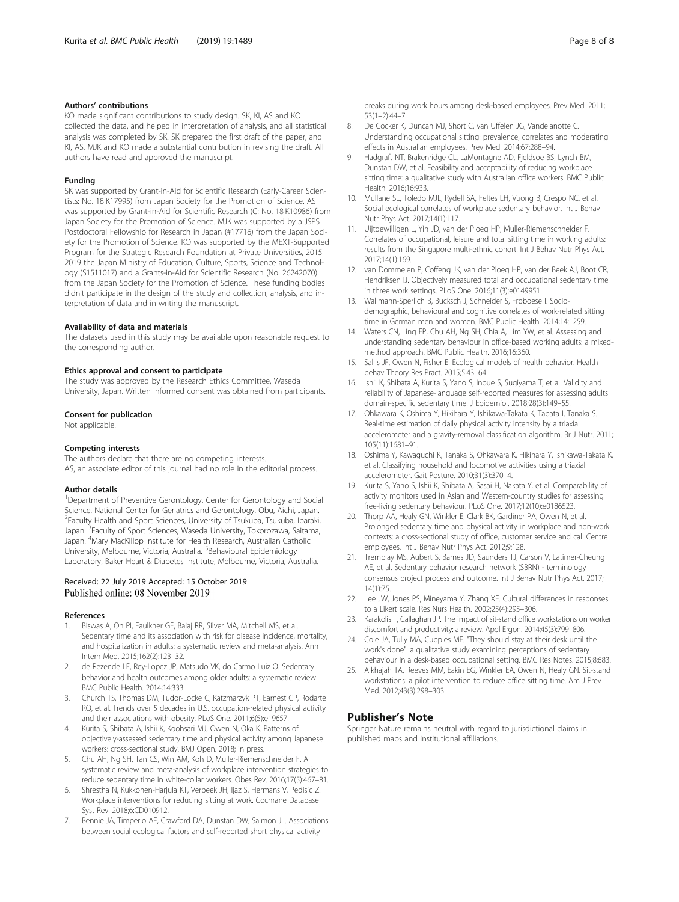#### Authors' contributions

KO made significant contributions to study design. SK, KI, AS and KO collected the data, and helped in interpretation of analysis, and all statistical analysis was completed by SK. SK prepared the first draft of the paper, and KI, AS, MJK and KO made a substantial contribution in revising the draft. All authors have read and approved the manuscript.

#### Funding

SK was supported by Grant-in-Aid for Scientific Research (Early-Career Scientists: No. 18 K17995) from Japan Society for the Promotion of Science. AS was supported by Grant-in-Aid for Scientific Research (C: No. 18 K10986) from Japan Society for the Promotion of Science. MJK was supported by a JSPS Postdoctoral Fellowship for Research in Japan (#17716) from the Japan Society for the Promotion of Science. KO was supported by the MEXT-Supported Program for the Strategic Research Foundation at Private Universities, 2015–2019 the Japan Ministry of Education, Culture, Sports, Science and Technology (S1511017) and a Grants-in-Aid for Scientific Research (No. 26242070) from the Japan Society for the Promotion of Science. These funding bodies didn't participate in the design of the study and collection, analysis, and interpretation of data and in writing the manuscript.

#### Availability of data and materials

The datasets used in this study may be available upon reasonable request to the corresponding author.

#### Ethics approval and consent to participate

The study was approved by the Research Ethics Committee, Waseda University, Japan. Written informed consent was obtained from participants.

#### Consent for publication

Not applicable.

#### Competing interests

The authors declare that there are no competing interests.
AS, an associate editor of this journal had no role in the editorial process.

#### Author details

[1]Department of Preventive Gerontology, Center for Gerontology and Social Science, National Center for Geriatrics and Gerontology, Obu, Aichi, Japan. [2]Faculty Health and Sport Sciences, University of Tsukuba, Tsukuba, Ibaraki, Japan. [3]Faculty of Sport Sciences, Waseda University, Tokorozawa, Saitama, Japan. [4]Mary MacKillop Institute for Health Research, Australian Catholic University, Melbourne, Victoria, Australia. [5]Behavioural Epidemiology Laboratory, Baker Heart & Diabetes Institute, Melbourne, Victoria, Australia.

Received: 22 July 2019 Accepted: 15 October 2019
Published online: 08 November 2019

#### References

1. Biswas A, Oh PI, Faulkner GE, Bajaj RR, Silver MA, Mitchell MS, et al. Sedentary time and its association with risk for disease incidence, mortality, and hospitalization in adults: a systematic review and meta-analysis. Ann Intern Med. 2015;162(2):123–32.
2. de Rezende LF, Rey-Lopez JP, Matsudo VK, do Carmo Luiz O. Sedentary behavior and health outcomes among older adults: a systematic review. BMC Public Health. 2014;14:333.
3. Church TS, Thomas DM, Tudor-Locke C, Katzmarzyk PT, Earnest CP, Rodarte RQ, et al. Trends over 5 decades in U.S. occupation-related physical activity and their associations with obesity. PLoS One. 2011;6(5):e19657.
4. Kurita S, Shibata A, Ishii K, Koohsari MJ, Owen N, Oka K. Patterns of objectively-assessed sedentary time and physical activity among Japanese workers: cross-sectional study. BMJ Open. 2018; in press.
5. Chu AH, Ng SH, Tan CS, Win AM, Koh D, Muller-Riemenschneider F. A systematic review and meta-analysis of workplace intervention strategies to reduce sedentary time in white-collar workers. Obes Rev. 2016;17(5):467–81.
6. Shrestha N, Kukkonen-Harjula KT, Verbeek JH, Ijaz S, Hermans V, Pedisic Z. Workplace interventions for reducing sitting at work. Cochrane Database Syst Rev. 2018;6:CD010912.
7. Bennie JA, Timperio AF, Crawford DA, Dunstan DW, Salmon JL. Associations between social ecological factors and self-reported short physical activity breaks during work hours among desk-based employees. Prev Med. 2011; 53(1–2):44–7.
8. De Cocker K, Duncan MJ, Short C, van Uffelen JG, Vandelanotte C. Understanding occupational sitting: prevalence, correlates and moderating effects in Australian employees. Prev Med. 2014;67:288–94.
9. Hadgraft NT, Brakenridge CL, LaMontagne AD, Fjeldsoe BS, Lynch BM, Dunstan DW, et al. Feasibility and acceptability of reducing workplace sitting time: a qualitative study with Australian office workers. BMC Public Health. 2016;16:933.
10. Mullane SL, Toledo MJL, Rydell SA, Feltes LH, Vuong B, Crespo NC, et al. Social ecological correlates of workplace sedentary behavior. Int J Behav Nutr Phys Act. 2017;14(1):117.
11. Uijtdewilligen L, Yin JD, van der Ploeg HP, Muller-Riemenschneider F. Correlates of occupational, leisure and total sitting time in working adults: results from the Singapore multi-ethnic cohort. Int J Behav Nutr Phys Act. 2017;14(1):169.
12. van Dommelen P, Coffeng JK, van der Ploeg HP, van der Beek AJ, Boot CR, Hendriksen IJ. Objectively measured total and occupational sedentary time in three work settings. PLoS One. 2016;11(3):e0149951.
13. Wallmann-Sperlich B, Bucksch J, Schneider S, Froboese I. Socio-demographic, behavioural and cognitive correlates of work-related sitting time in German men and women. BMC Public Health. 2014;14:1259.
14. Waters CN, Ling EP, Chu AH, Ng SH, Chia A, Lim YW, et al. Assessing and understanding sedentary behaviour in office-based working adults: a mixed-method approach. BMC Public Health. 2016;16:360.
15. Sallis JF, Owen N, Fisher E. Ecological models of health behavior. Health behav Theory Res Pract. 2015;5:43–64.
16. Ishii K, Shibata A, Kurita S, Yano S, Inoue S, Sugiyama T, et al. Validity and reliability of Japanese-language self-reported measures for assessing adults domain-specific sedentary time. J Epidemiol. 2018;28(3):149–55.
17. Ohkawara K, Oshima Y, Hikihara Y, Ishikawa-Takata K, Tabata I, Tanaka S. Real-time estimation of daily physical activity intensity by a triaxial accelerometer and a gravity-removal classification algorithm. Br J Nutr. 2011; 105(11):1681–91.
18. Oshima Y, Kawaguchi K, Tanaka S, Ohkawara K, Hikihara Y, Ishikawa-Takata K, et al. Classifying household and locomotive activities using a triaxial accelerometer. Gait Posture. 2010;31(3):370–4.
19. Kurita S, Yano S, Ishii K, Shibata A, Sasai H, Nakata Y, et al. Comparability of activity monitors used in Asian and Western-country studies for assessing free-living sedentary behaviour. PLoS One. 2017;12(10):e0186523.
20. Thorp AA, Healy GN, Winkler E, Clark BK, Gardiner PA, Owen N, et al. Prolonged sedentary time and physical activity in workplace and non-work contexts: a cross-sectional study of office, customer service and call Centre employees. Int J Behav Nutr Phys Act. 2012;9:128.
21. Tremblay MS, Aubert S, Barnes JD, Saunders TJ, Carson V, Latimer-Cheung AE, et al. Sedentary behavior research network (SBRN) - terminology consensus project process and outcome. Int J Behav Nutr Phys Act. 2017; 14(1):75.
22. Lee JW, Jones PS, Mineyama Y, Zhang XE. Cultural differences in responses to a Likert scale. Res Nurs Health. 2002;25(4):295–306.
23. Karakolis T, Callaghan JP. The impact of sit-stand office workstations on worker discomfort and productivity: a review. Appl Ergon. 2014;45(3):799–806.
24. Cole JA, Tully MA, Cupples ME. "They should stay at their desk until the work's done": a qualitative study examining perceptions of sedentary behaviour in a desk-based occupational setting. BMC Res Notes. 2015;8:683.
25. Alkhajah TA, Reeves MM, Eakin EG, Winkler EA, Owen N, Healy GN. Sit-stand workstations: a pilot intervention to reduce office sitting time. Am J Prev Med. 2012;43(3):298–303.

## Publisher's Note

Springer Nature remains neutral with regard to jurisdictional claims in published maps and institutional affiliations.